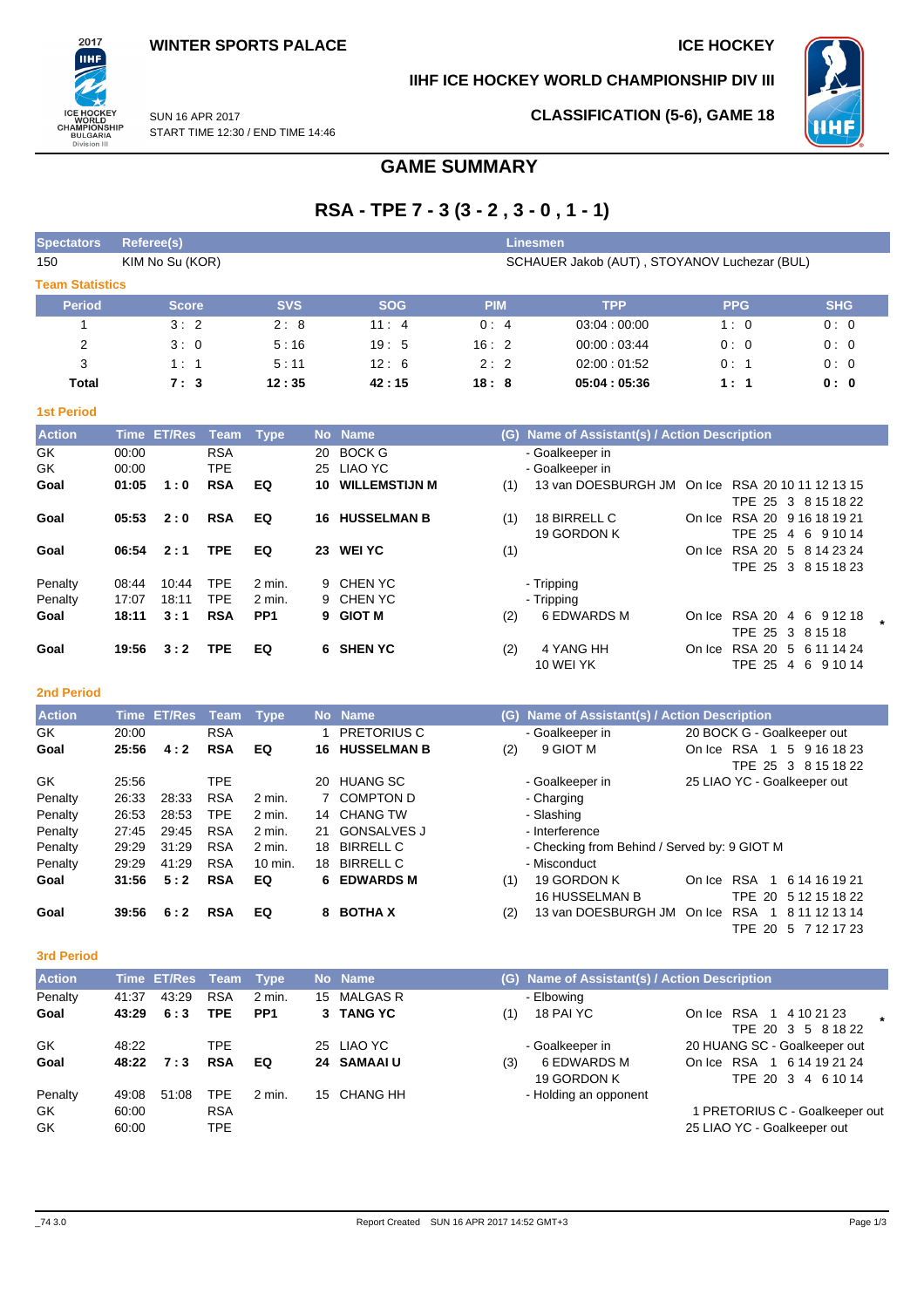**WINTER SPORTS PALACE** | **ICE HOCKEY**

**IIHF ICE HOCKEY WORLD CHAMPIONSHIP DIV III**

SUN 16 APR 2017
START TIME 12:30 / END TIME 14:46

**CLASSIFICATION (5-6), GAME 18**

# GAME SUMMARY

## RSA - TPE 7 - 3 (3 - 2 , 3 - 0 , 1 - 1)

| Spectators | Referee(s) | Linesmen |
|---|---|---|
| 150 | KIM No Su (KOR) | SCHAUER Jakob (AUT) , STOYANOV Luchezar (BUL) |

### Team Statistics

| Period | Score | SVS | SOG | PIM | TPP | PPG | SHG |
|---|---|---|---|---|---|---|---|
| 1 | 3 : 2 | 2 : 8 | 11 : 4 | 0 : 4 | 03:04 : 00:00 | 1 : 0 | 0 : 0 |
| 2 | 3 : 0 | 5 : 16 | 19 : 5 | 16 : 2 | 00:00 : 03:44 | 0 : 0 | 0 : 0 |
| 3 | 1 : 1 | 5 : 11 | 12 : 6 | 2 : 2 | 02:00 : 01:52 | 0 : 1 | 0 : 0 |
| **Total** | **7 : 3** | **12 : 35** | **42 : 15** | **18 : 8** | **05:04 : 05:36** | **1 : 1** | **0 : 0** |

### 1st Period

| Action | Time | ET/Res | Team | Type | No | Name | (G) | Name of Assistant(s) / Action Description | On Ice |
|---|---|---|---|---|---|---|---|---|---|
| GK | 00:00 | | RSA | | 20 | BOCK G | | - Goalkeeper in | |
| GK | 00:00 | | TPE | | 25 | LIAO YC | | - Goalkeeper in | |
| **Goal** | **01:05** | **1 : 0** | **RSA** | **EQ** | **10** | **WILLEMSTIJN M** | (1) | 13 van DOESBURGH JM | RSA 20 10 11 12 13 15 / TPE 25 3 8 15 18 22 |
| **Goal** | **05:53** | **2 : 0** | **RSA** | **EQ** | **16** | **HUSSELMAN B** | (1) | 18 BIRRELL C, 19 GORDON K | RSA 20 9 16 18 19 21 / TPE 25 4 6 9 10 14 |
| **Goal** | **06:54** | **2 : 1** | **TPE** | **EQ** | **23** | **WEI YC** | (1) | | RSA 20 5 8 14 23 24 / TPE 25 3 8 15 18 23 |
| Penalty | 08:44 | 10:44 | TPE | 2 min. | 9 | CHEN YC | | - Tripping | |
| Penalty | 17:07 | 18:11 | TPE | 2 min. | 9 | CHEN YC | | - Tripping | |
| **Goal** | **18:11** | **3 : 1** | **RSA** | **PP1** | **9** | **GIOT M** | (2) | 6 EDWARDS M | RSA 20 4 6 9 12 18 / TPE 25 3 8 15 18 * |
| **Goal** | **19:56** | **3 : 2** | **TPE** | **EQ** | **6** | **SHEN YC** | (2) | 4 YANG HH, 10 WEI YK | RSA 20 5 6 11 14 24 / TPE 25 4 6 9 10 14 |

### 2nd Period

| Action | Time | ET/Res | Team | Type | No | Name | (G) | Name of Assistant(s) / Action Description | On Ice |
|---|---|---|---|---|---|---|---|---|---|
| GK | 20:00 | | RSA | | 1 | PRETORIUS C | | - Goalkeeper in | 20 BOCK G - Goalkeeper out |
| **Goal** | **25:56** | **4 : 2** | **RSA** | **EQ** | **16** | **HUSSELMAN B** | (2) | 9 GIOT M | RSA 1 5 9 16 18 23 / TPE 25 3 8 15 18 22 |
| GK | 25:56 | | TPE | | 20 | HUANG SC | | - Goalkeeper in | 25 LIAO YC - Goalkeeper out |
| Penalty | 26:33 | 28:33 | RSA | 2 min. | 7 | COMPTON D | | - Charging | |
| Penalty | 26:53 | 28:53 | TPE | 2 min. | 14 | CHANG TW | | - Slashing | |
| Penalty | 27:45 | 29:45 | RSA | 2 min. | 21 | GONSALVES J | | - Interference | |
| Penalty | 29:29 | 31:29 | RSA | 2 min. | 18 | BIRRELL C | | - Checking from Behind / Served by: 9 GIOT M | |
| Penalty | 29:29 | 41:29 | RSA | 10 min. | 18 | BIRRELL C | | - Misconduct | |
| **Goal** | **31:56** | **5 : 2** | **RSA** | **EQ** | **6** | **EDWARDS M** | (1) | 19 GORDON K, 16 HUSSELMAN B | RSA 1 6 14 16 19 21 / TPE 20 5 12 15 18 22 |
| **Goal** | **39:56** | **6 : 2** | **RSA** | **EQ** | **8** | **BOTHA X** | (2) | 13 van DOESBURGH JM | RSA 1 8 11 12 13 14 / TPE 20 5 7 12 17 23 |

### 3rd Period

| Action | Time | ET/Res | Team | Type | No | Name | (G) | Name of Assistant(s) / Action Description | On Ice |
|---|---|---|---|---|---|---|---|---|---|
| Penalty | 41:37 | 43:29 | RSA | 2 min. | 15 | MALGAS R | | - Elbowing | |
| **Goal** | **43:29** | **6 : 3** | **TPE** | **PP1** | **3** | **TANG YC** | (1) | 18 PAI YC | RSA 1 4 10 21 23 * / TPE 20 3 5 8 18 22 |
| GK | 48:22 | | TPE | | 25 | LIAO YC | | - Goalkeeper in | 20 HUANG SC - Goalkeeper out |
| **Goal** | **48:22** | **7 : 3** | **RSA** | **EQ** | **24** | **SAMAAI U** | (3) | 6 EDWARDS M, 19 GORDON K | RSA 1 6 14 19 21 24 / TPE 20 3 4 6 10 14 |
| Penalty | 49:08 | 51:08 | TPE | 2 min. | 15 | CHANG HH | | - Holding an opponent | |
| GK | 60:00 | | RSA | | | | | | 1 PRETORIUS C - Goalkeeper out |
| GK | 60:00 | | TPE | | | | | | 25 LIAO YC - Goalkeeper out |

_74 3.0 Report Created SUN 16 APR 2017 14:52 GMT+3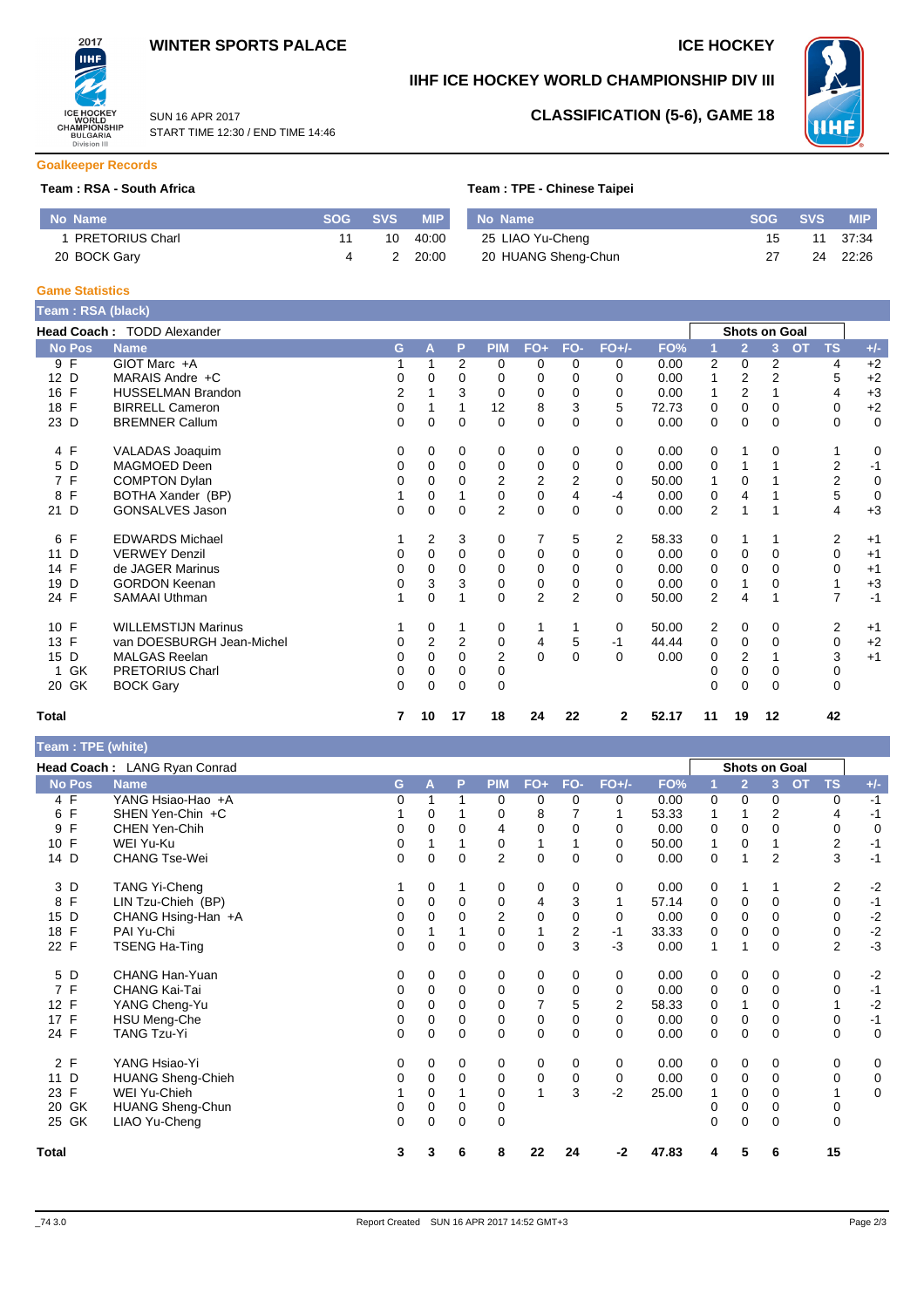# WINTER SPORTS PALACE

# ICE HOCKEY

## IIHF ICE HOCKEY WORLD CHAMPIONSHIP DIV III

SUN 16 APR 2017
START TIME 12:30 / END TIME 14:46

## CLASSIFICATION (5-6), GAME 18

### Goalkeeper Records

**Team : RSA - South Africa**

| No | Name | SOG | SVS | MIP |
|---|---|---|---|---|
| 1 | PRETORIUS Charl | 11 | 10 | 40:00 |
| 20 | BOCK Gary | 4 | 2 | 20:00 |

**Team : TPE - Chinese Taipei**

| No | Name | SOG | SVS | MIP |
|---|---|---|---|---|
| 25 | LIAO Yu-Cheng | 15 | 11 | 37:34 |
| 20 | HUANG Sheng-Chun | 27 | 24 | 22:26 |

### Game Statistics

**Team : RSA (black)**

**Head Coach :** TODD Alexander

| No | Pos | Name | G | A | P | PIM | FO+ | FO- | FO+/- | FO% | SoG 1 | SoG 2 | SoG 3 | SoG OT | SoG TS | +/- |
|---|---|---|---|---|---|---|---|---|---|---|---|---|---|---|---|---|
| 9 | F | GIOT Marc +A | 1 | 1 | 2 | 0 | 0 | 0 | 0 | 0.00 | 2 | 0 | 2 | | 4 | +2 |
| 12 | D | MARAIS Andre +C | 0 | 0 | 0 | 0 | 0 | 0 | 0 | 0.00 | 1 | 2 | 2 | | 5 | +2 |
| 16 | F | HUSSELMAN Brandon | 2 | 1 | 3 | 0 | 0 | 0 | 0 | 0.00 | 1 | 2 | 1 | | 4 | +3 |
| 18 | F | BIRRELL Cameron | 0 | 1 | 1 | 12 | 8 | 3 | 5 | 72.73 | 0 | 0 | 0 | | 0 | +2 |
| 23 | D | BREMNER Callum | 0 | 0 | 0 | 0 | 0 | 0 | 0 | 0.00 | 0 | 0 | 0 | | 0 | 0 |
| 4 | F | VALADAS Joaquim | 0 | 0 | 0 | 0 | 0 | 0 | 0 | 0.00 | 0 | 1 | 0 | | 1 | 0 |
| 5 | D | MAGMOED Deen | 0 | 0 | 0 | 0 | 0 | 0 | 0 | 0.00 | 0 | 1 | 1 | | 2 | -1 |
| 7 | F | COMPTON Dylan | 0 | 0 | 0 | 2 | 2 | 2 | 0 | 50.00 | 1 | 0 | 1 | | 2 | 0 |
| 8 | F | BOTHA Xander (BP) | 1 | 0 | 1 | 0 | 0 | 4 | -4 | 0.00 | 0 | 4 | 1 | | 5 | 0 |
| 21 | D | GONSALVES Jason | 0 | 0 | 0 | 2 | 0 | 0 | 0 | 0.00 | 2 | 1 | 1 | | 4 | +3 |
| 6 | F | EDWARDS Michael | 1 | 2 | 3 | 0 | 7 | 5 | 2 | 58.33 | 0 | 1 | 1 | | 2 | +1 |
| 11 | D | VERWEY Denzil | 0 | 0 | 0 | 0 | 0 | 0 | 0 | 0.00 | 0 | 0 | 0 | | 0 | +1 |
| 14 | F | de JAGER Marinus | 0 | 0 | 0 | 0 | 0 | 0 | 0 | 0.00 | 0 | 0 | 0 | | 0 | +1 |
| 19 | D | GORDON Keenan | 0 | 3 | 3 | 0 | 0 | 0 | 0 | 0.00 | 0 | 1 | 0 | | 1 | +3 |
| 24 | F | SAMAAI Uthman | 1 | 0 | 1 | 0 | 2 | 2 | 0 | 50.00 | 2 | 4 | 1 | | 7 | -1 |
| 10 | F | WILLEMSTIJN Marinus | 1 | 0 | 1 | 0 | 1 | 1 | 0 | 50.00 | 2 | 0 | 0 | | 2 | +1 |
| 13 | F | van DOESBURGH Jean-Michel | 0 | 2 | 2 | 0 | 4 | 5 | -1 | 44.44 | 0 | 0 | 0 | | 0 | +2 |
| 15 | D | MALGAS Reelan | 0 | 0 | 0 | 2 | 0 | 0 | 0 | 0.00 | 0 | 2 | 1 | | 3 | +1 |
| 1 | GK | PRETORIUS Charl | 0 | 0 | 0 | 0 | | | | | 0 | 0 | 0 | | 0 | |
| 20 | GK | BOCK Gary | 0 | 0 | 0 | 0 | | | | | 0 | 0 | 0 | | 0 | |
| **Total** | | | **7** | **10** | **17** | **18** | **24** | **22** | **2** | **52.17** | **11** | **19** | **12** | | **42** | |

**Team : TPE (white)**

**Head Coach :** LANG Ryan Conrad

| No | Pos | Name | G | A | P | PIM | FO+ | FO- | FO+/- | FO% | SoG 1 | SoG 2 | SoG 3 | SoG OT | SoG TS | +/- |
|---|---|---|---|---|---|---|---|---|---|---|---|---|---|---|---|---|
| 4 | F | YANG Hsiao-Hao +A | 0 | 1 | 1 | 0 | 0 | 0 | 0 | 0.00 | 0 | 0 | 0 | | 0 | -1 |
| 6 | F | SHEN Yen-Chin +C | 1 | 0 | 1 | 0 | 8 | 7 | 1 | 53.33 | 1 | 1 | 2 | | 4 | -1 |
| 9 | F | CHEN Yen-Chih | 0 | 0 | 0 | 4 | 0 | 0 | 0 | 0.00 | 0 | 0 | 0 | | 0 | 0 |
| 10 | F | WEI Yu-Ku | 0 | 1 | 1 | 0 | 1 | 1 | 0 | 50.00 | 1 | 0 | 1 | | 2 | -1 |
| 14 | D | CHANG Tse-Wei | 0 | 0 | 0 | 2 | 0 | 0 | 0 | 0.00 | 0 | 1 | 2 | | 3 | -1 |
| 3 | D | TANG Yi-Cheng | 1 | 0 | 1 | 0 | 0 | 0 | 0 | 0.00 | 0 | 1 | 1 | | 2 | -2 |
| 8 | F | LIN Tzu-Chieh (BP) | 0 | 0 | 0 | 0 | 4 | 3 | 1 | 57.14 | 0 | 0 | 0 | | 0 | -1 |
| 15 | D | CHANG Hsing-Han +A | 0 | 0 | 0 | 2 | 0 | 0 | 0 | 0.00 | 0 | 0 | 0 | | 0 | -2 |
| 18 | F | PAI Yu-Chi | 0 | 1 | 1 | 0 | 1 | 2 | -1 | 33.33 | 0 | 0 | 0 | | 0 | -2 |
| 22 | F | TSENG Ha-Ting | 0 | 0 | 0 | 0 | 0 | 3 | -3 | 0.00 | 1 | 1 | 0 | | 2 | -3 |
| 5 | D | CHANG Han-Yuan | 0 | 0 | 0 | 0 | 0 | 0 | 0 | 0.00 | 0 | 0 | 0 | | 0 | -2 |
| 7 | F | CHANG Kai-Tai | 0 | 0 | 0 | 0 | 0 | 0 | 0 | 0.00 | 0 | 0 | 0 | | 0 | -1 |
| 12 | F | YANG Cheng-Yu | 0 | 0 | 0 | 0 | 7 | 5 | 2 | 58.33 | 0 | 1 | 0 | | 1 | -2 |
| 17 | F | HSU Meng-Che | 0 | 0 | 0 | 0 | 0 | 0 | 0 | 0.00 | 0 | 0 | 0 | | 0 | -1 |
| 24 | F | TANG Tzu-Yi | 0 | 0 | 0 | 0 | 0 | 0 | 0 | 0.00 | 0 | 0 | 0 | | 0 | 0 |
| 2 | F | YANG Hsiao-Yi | 0 | 0 | 0 | 0 | 0 | 0 | 0 | 0.00 | 0 | 0 | 0 | | 0 | 0 |
| 11 | D | HUANG Sheng-Chieh | 0 | 0 | 0 | 0 | 0 | 0 | 0 | 0.00 | 0 | 0 | 0 | | 0 | 0 |
| 23 | F | WEI Yu-Chieh | 1 | 0 | 1 | 0 | 1 | 3 | -2 | 25.00 | 1 | 0 | 0 | | 1 | 0 |
| 20 | GK | HUANG Sheng-Chun | 0 | 0 | 0 | 0 | | | | | 0 | 0 | 0 | | 0 | |
| 25 | GK | LIAO Yu-Cheng | 0 | 0 | 0 | 0 | | | | | 0 | 0 | 0 | | 0 | |
| **Total** | | | **3** | **3** | **6** | **8** | **22** | **24** | **-2** | **47.83** | **4** | **5** | **6** | | **15** | |

_74 3.0 Report Created SUN 16 APR 2017 14:52 GMT+3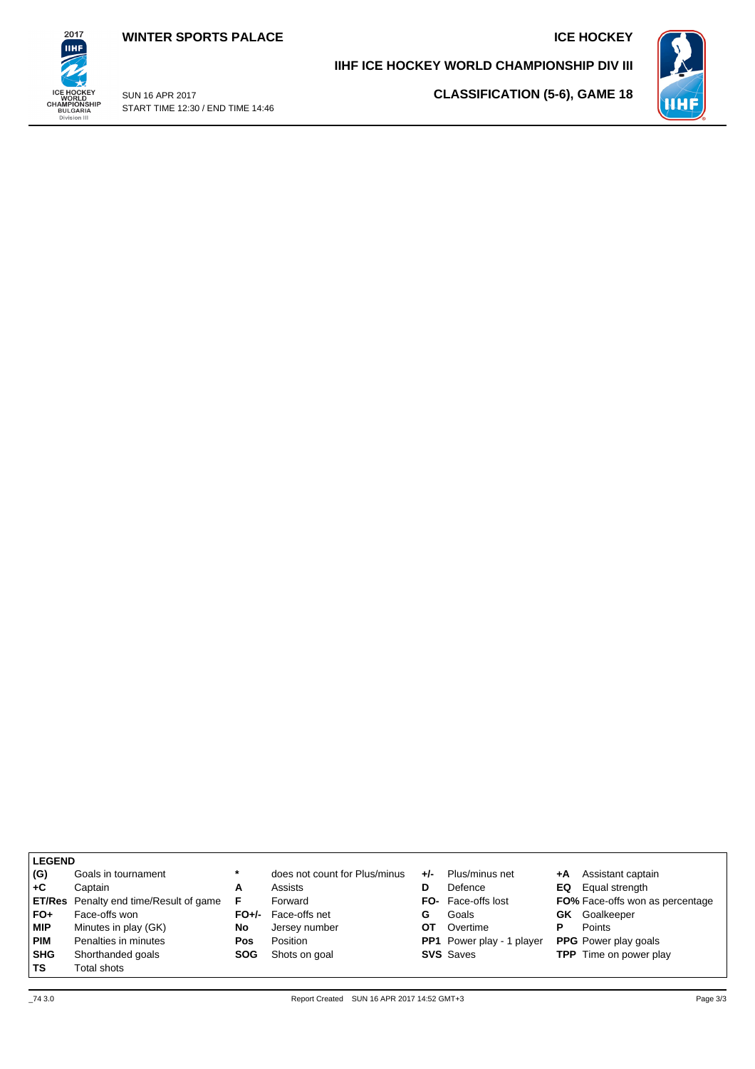**WINTER SPORTS PALACE**

**ICE HOCKEY**

**IIHF ICE HOCKEY WORLD CHAMPIONSHIP DIV III**

SUN 16 APR 2017
START TIME 12:30 / END TIME 14:46

**CLASSIFICATION (5-6), GAME 18**

| LEGEND | | | | | | | |
|---|---|---|---|---|---|---|---|
| **(G)** | Goals in tournament | **\*** | does not count for Plus/minus | **+/-** | Plus/minus net | **+A** | Assistant captain |
| **+C** | Captain | **A** | Assists | **D** | Defence | **EQ** | Equal strength |
| **ET/Res** | Penalty end time/Result of game | **F** | Forward | **FO-** | Face-offs lost | **FO%** | Face-offs won as percentage |
| **FO+** | Face-offs won | **FO+/-** | Face-offs net | **G** | Goals | **GK** | Goalkeeper |
| **MIP** | Minutes in play (GK) | **No** | Jersey number | **OT** | Overtime | **P** | Points |
| **PIM** | Penalties in minutes | **Pos** | Position | **PP1** | Power play - 1 player | **PPG** | Power play goals |
| **SHG** | Shorthanded goals | **SOG** | Shots on goal | **SVS** | Saves | **TPP** | Time on power play |
| **TS** | Total shots | | | | | | |

_74 3.0

Report Created SUN 16 APR 2017 14:52 GMT+3